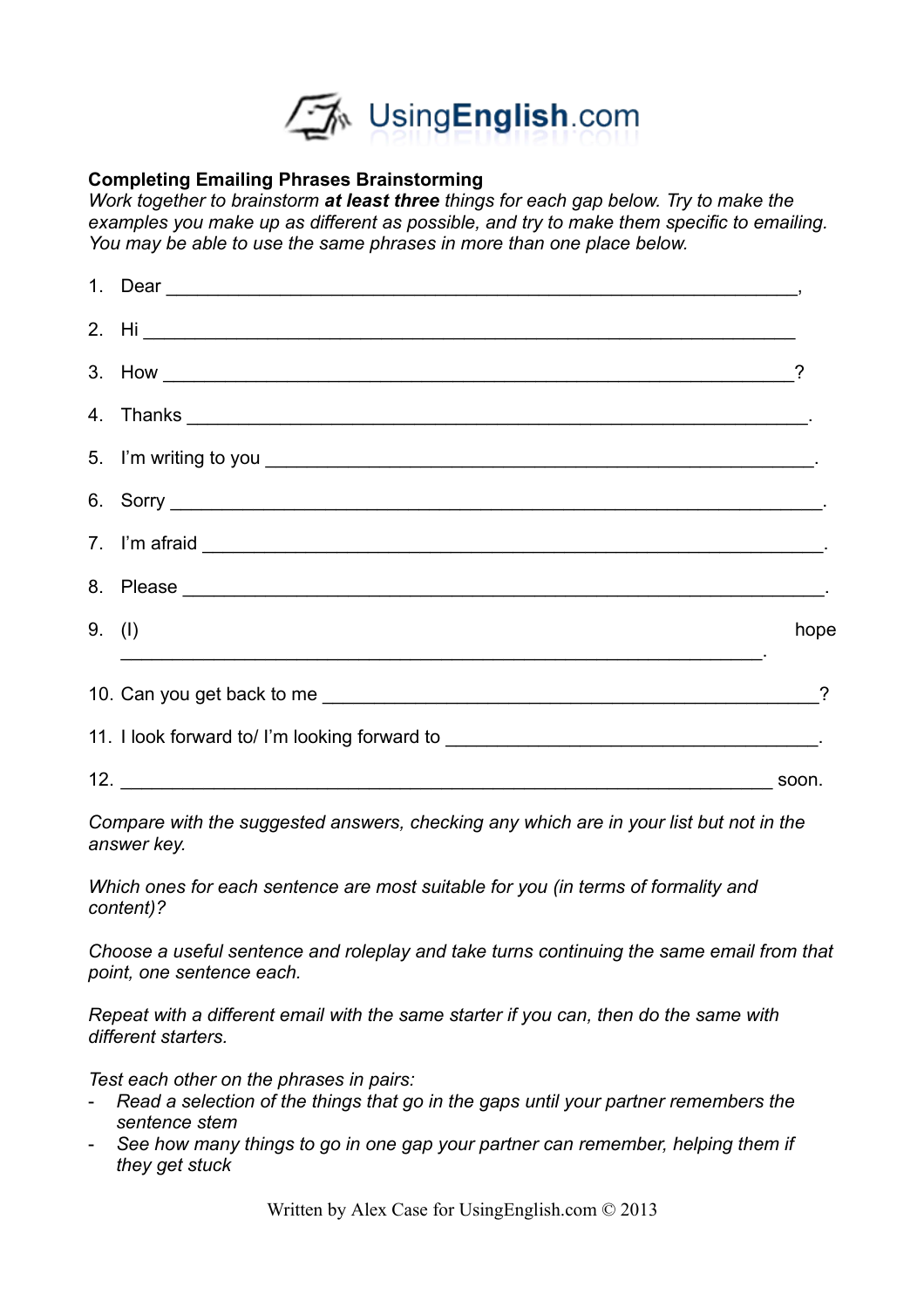UsingEnglish.com

**Completing Emailing Phrases Brainstorming**

*Work together to brainstorm* ***at least three*** *things for each gap below. Try to make the examples you make up as different as possible, and try to make them specific to emailing. You may be able to use the same phrases in more than one place below.*

1. Dear ________________________________________________________________,
2. Hi ________________________________________________________________
3. How ________________________________________________________________?
4. Thanks ________________________________________________________________.
5. I'm writing to you ____________________________________________________.
6. Sorry ________________________________________________________________.
7. I'm afraid _____________________________________________________________.
8. Please ________________________________________________________________.
9. (I) hope ________________________________________________________________.
10. Can you get back to me ______________________________________________?
11. I look forward to/ I'm looking forward to _______________________________.
12. ________________________________________________________________ soon.

*Compare with the suggested answers, checking any which are in your list but not in the answer key.*

*Which ones for each sentence are most suitable for you (in terms of formality and content)?*

*Choose a useful sentence and roleplay and take turns continuing the same email from that point, one sentence each.*

*Repeat with a different email with the same starter if you can, then do the same with different starters.*

*Test each other on the phrases in pairs:*

- *Read a selection of the things that go in the gaps until your partner remembers the sentence stem*
- *See how many things to go in one gap your partner can remember, helping them if they get stuck*

Written by Alex Case for UsingEnglish.com © 2013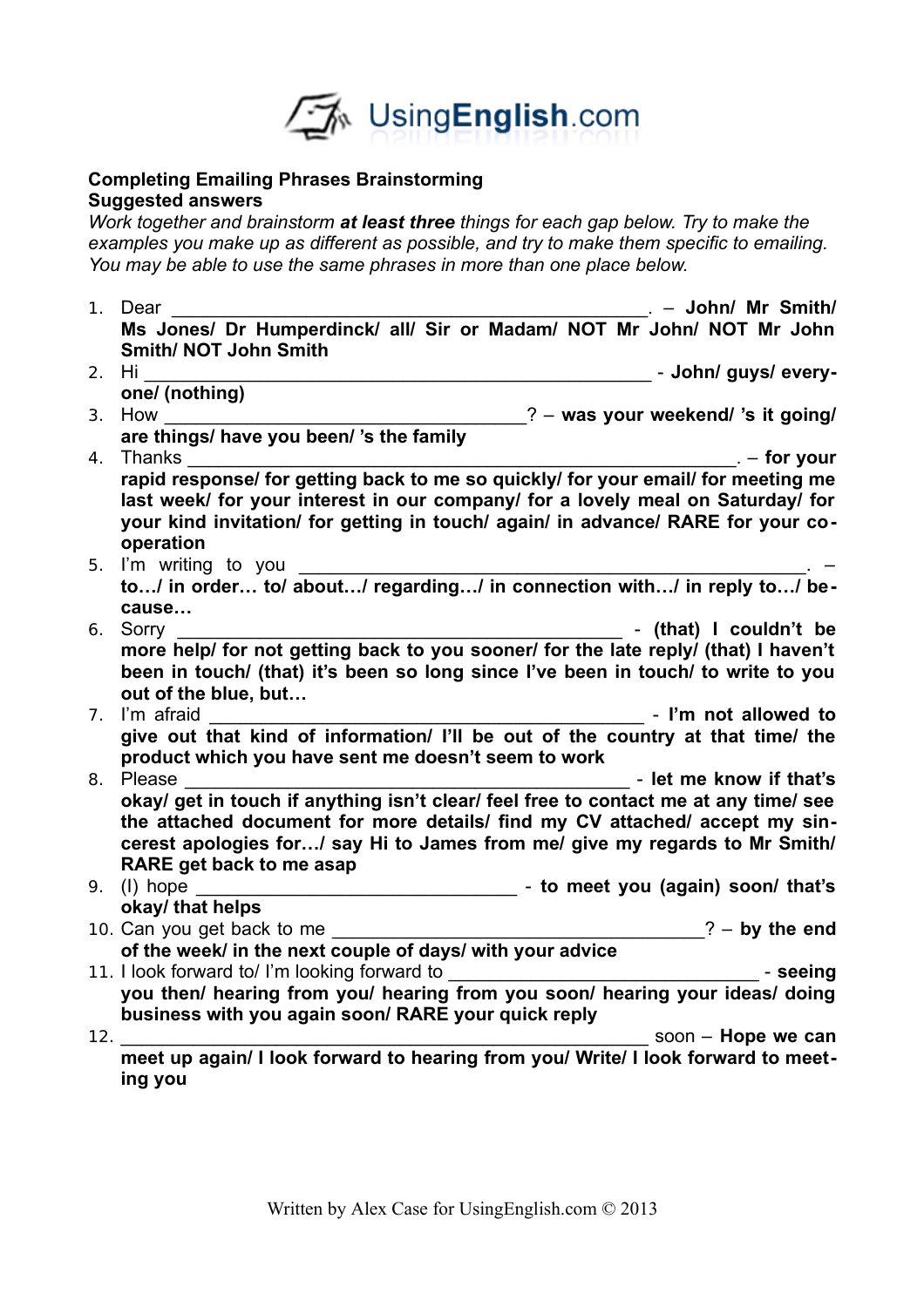UsingEnglish.com

**Completing Emailing Phrases Brainstorming**
**Suggested answers**

*Work together and brainstorm* ***at least three*** *things for each gap below. Try to make the examples you make up as different as possible, and try to make them specific to emailing. You may be able to use the same phrases in more than one place below.*

1. Dear \_\_\_\_\_\_\_\_\_\_\_\_\_\_\_\_\_\_\_\_\_\_\_\_\_\_\_\_\_\_\_\_\_\_\_\_\_\_\_\_\_\_\_\_\_\_. – **John/ Mr Smith/ Ms Jones/ Dr Humperdinck/ all/ Sir or Madam/ NOT Mr John/ NOT Mr John Smith/ NOT John Smith**
2. Hi \_\_\_\_\_\_\_\_\_\_\_\_\_\_\_\_\_\_\_\_\_\_\_\_\_\_\_\_\_\_\_\_\_\_\_\_\_\_\_\_\_\_\_\_\_\_\_\_\_ - **John/ guys/ everyone/ (nothing)**
3. How \_\_\_\_\_\_\_\_\_\_\_\_\_\_\_\_\_\_\_\_\_\_\_\_\_\_\_\_\_\_\_\_\_\_\_\_\_? – **was your weekend/ 's it going/ are things/ have you been/ 's the family**
4. Thanks \_\_\_\_\_\_\_\_\_\_\_\_\_\_\_\_\_\_\_\_\_\_\_\_\_\_\_\_\_\_\_\_\_\_\_\_\_\_\_\_\_\_\_\_\_\_\_\_\_\_\_\_\_\_\_\_. – **for your rapid response/ for getting back to me so quickly/ for your email/ for meeting me last week/ for your interest in our company/ for a lovely meal on Saturday/ for your kind invitation/ for getting in touch/ again/ in advance/ RARE for your co-operation**
5. I'm writing to you \_\_\_\_\_\_\_\_\_\_\_\_\_\_\_\_\_\_\_\_\_\_\_\_\_\_\_\_\_\_\_\_\_\_\_\_\_\_\_\_\_\_\_\_\_\_\_\_\_\_\_. – **to…/ in order… to/ about…/ regarding…/ in connection with…/ in reply to…/ because…**
6. Sorry \_\_\_\_\_\_\_\_\_\_\_\_\_\_\_\_\_\_\_\_\_\_\_\_\_\_\_\_\_\_\_\_\_\_\_\_\_\_\_\_\_\_\_\_\_\_ - **(that) I couldn't be more help/ for not getting back to you sooner/ for the late reply/ (that) I haven't been in touch/ (that) it's been so long since I've been in touch/ to write to you out of the blue, but…**
7. I'm afraid \_\_\_\_\_\_\_\_\_\_\_\_\_\_\_\_\_\_\_\_\_\_\_\_\_\_\_\_\_\_\_\_\_\_\_\_\_\_\_\_\_\_\_\_\_ - **I'm not allowed to give out that kind of information/ I'll be out of the country at that time/ the product which you have sent me doesn't seem to work**
8. Please \_\_\_\_\_\_\_\_\_\_\_\_\_\_\_\_\_\_\_\_\_\_\_\_\_\_\_\_\_\_\_\_\_\_\_\_\_\_\_\_\_\_\_\_\_\_ - **let me know if that's okay/ get in touch if anything isn't clear/ feel free to contact me at any time/ see the attached document for more details/ find my CV attached/ accept my sincerest apologies for…/ say Hi to James from me/ give my regards to Mr Smith/ RARE get back to me asap**
9. (I) hope \_\_\_\_\_\_\_\_\_\_\_\_\_\_\_\_\_\_\_\_\_\_\_\_\_\_\_\_\_\_\_\_\_\_\_\_ - **to meet you (again) soon/ that's okay/ that helps**
10. Can you get back to me \_\_\_\_\_\_\_\_\_\_\_\_\_\_\_\_\_\_\_\_\_\_\_\_\_\_\_\_\_\_\_\_\_\_\_\_\_\_\_? – **by the end of the week/ in the next couple of days/ with your advice**
11. I look forward to/ I'm looking forward to \_\_\_\_\_\_\_\_\_\_\_\_\_\_\_\_\_\_\_\_\_\_\_\_\_\_\_\_\_\_\_ - **seeing you then/ hearing from you/ hearing from you soon/ hearing your ideas/ doing business with you again soon/ RARE your quick reply**
12. \_\_\_\_\_\_\_\_\_\_\_\_\_\_\_\_\_\_\_\_\_\_\_\_\_\_\_\_\_\_\_\_\_\_\_\_\_\_\_\_\_\_\_\_\_\_\_\_\_\_\_\_\_ soon – **Hope we can meet up again/ I look forward to hearing from you/ Write/ I look forward to meeting you**

Written by Alex Case for UsingEnglish.com © 2013